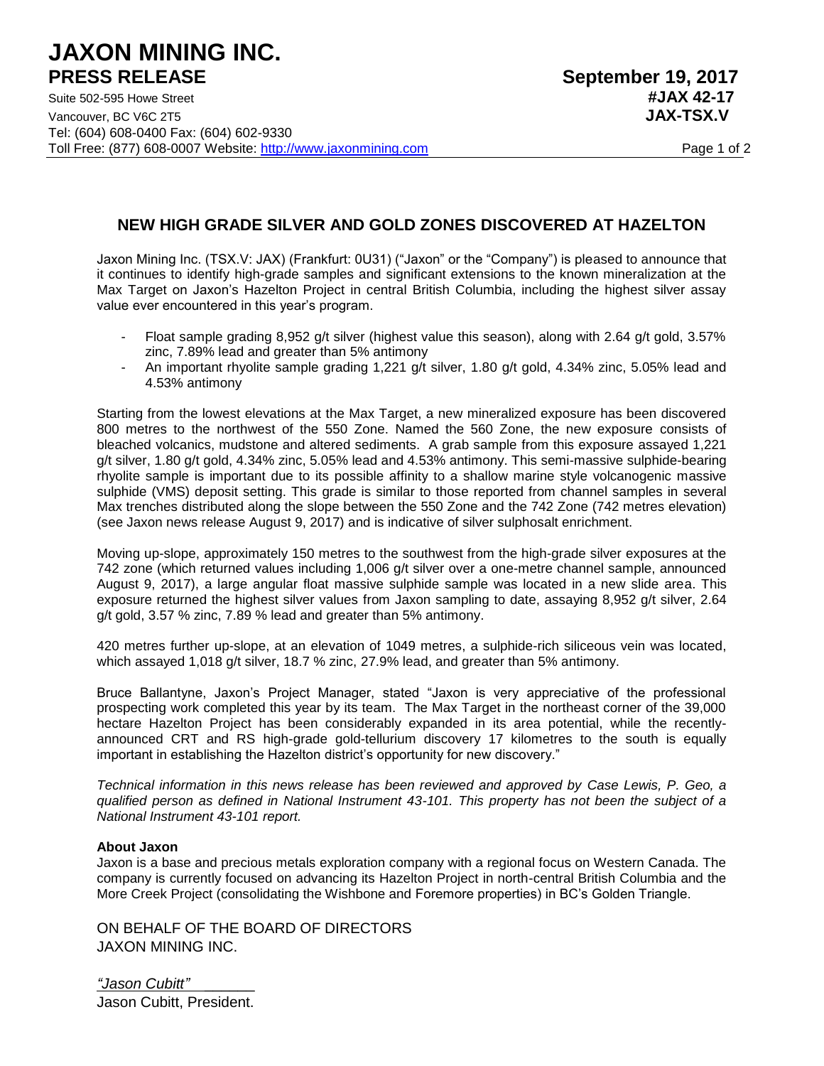# JAXON MINING INC.

## PRESS RELEASE

**September 19, 2017**
**#JAX 42-17**
**JAX-TSX.V**

Suite 502-595 Howe Street
Vancouver, BC V6C 2T5
Tel: (604) 608-0400 Fax: (604) 602-9330
Toll Free: (877) 608-0007 Website: http://www.jaxonmining.com

## NEW HIGH GRADE SILVER AND GOLD ZONES DISCOVERED AT HAZELTON

Jaxon Mining Inc. (TSX.V: JAX) (Frankfurt: 0U31) ("Jaxon" or the "Company") is pleased to announce that it continues to identify high-grade samples and significant extensions to the known mineralization at the Max Target on Jaxon's Hazelton Project in central British Columbia, including the highest silver assay value ever encountered in this year's program.

- Float sample grading 8,952 g/t silver (highest value this season), along with 2.64 g/t gold, 3.57% zinc, 7.89% lead and greater than 5% antimony
- An important rhyolite sample grading 1,221 g/t silver, 1.80 g/t gold, 4.34% zinc, 5.05% lead and 4.53% antimony

Starting from the lowest elevations at the Max Target, a new mineralized exposure has been discovered 800 metres to the northwest of the 550 Zone. Named the 560 Zone, the new exposure consists of bleached volcanics, mudstone and altered sediments. A grab sample from this exposure assayed 1,221 g/t silver, 1.80 g/t gold, 4.34% zinc, 5.05% lead and 4.53% antimony. This semi-massive sulphide-bearing rhyolite sample is important due to its possible affinity to a shallow marine style volcanogenic massive sulphide (VMS) deposit setting. This grade is similar to those reported from channel samples in several Max trenches distributed along the slope between the 550 Zone and the 742 Zone (742 metres elevation) (see Jaxon news release August 9, 2017) and is indicative of silver sulphosalt enrichment.

Moving up-slope, approximately 150 metres to the southwest from the high-grade silver exposures at the 742 zone (which returned values including 1,006 g/t silver over a one-metre channel sample, announced August 9, 2017), a large angular float massive sulphide sample was located in a new slide area. This exposure returned the highest silver values from Jaxon sampling to date, assaying 8,952 g/t silver, 2.64 g/t gold, 3.57 % zinc, 7.89 % lead and greater than 5% antimony.

420 metres further up-slope, at an elevation of 1049 metres, a sulphide-rich siliceous vein was located, which assayed 1,018 g/t silver, 18.7 % zinc, 27.9% lead, and greater than 5% antimony.

Bruce Ballantyne, Jaxon's Project Manager, stated "Jaxon is very appreciative of the professional prospecting work completed this year by its team. The Max Target in the northeast corner of the 39,000 hectare Hazelton Project has been considerably expanded in its area potential, while the recently-announced CRT and RS high-grade gold-tellurium discovery 17 kilometres to the south is equally important in establishing the Hazelton district's opportunity for new discovery."

*Technical information in this news release has been reviewed and approved by Case Lewis, P. Geo, a qualified person as defined in National Instrument 43-101. This property has not been the subject of a National Instrument 43-101 report.*

**About Jaxon**

Jaxon is a base and precious metals exploration company with a regional focus on Western Canada. The company is currently focused on advancing its Hazelton Project in north-central British Columbia and the More Creek Project (consolidating the Wishbone and Foremore properties) in BC's Golden Triangle.

ON BEHALF OF THE BOARD OF DIRECTORS
JAXON MINING INC.

*"Jason Cubitt"*
Jason Cubitt, President.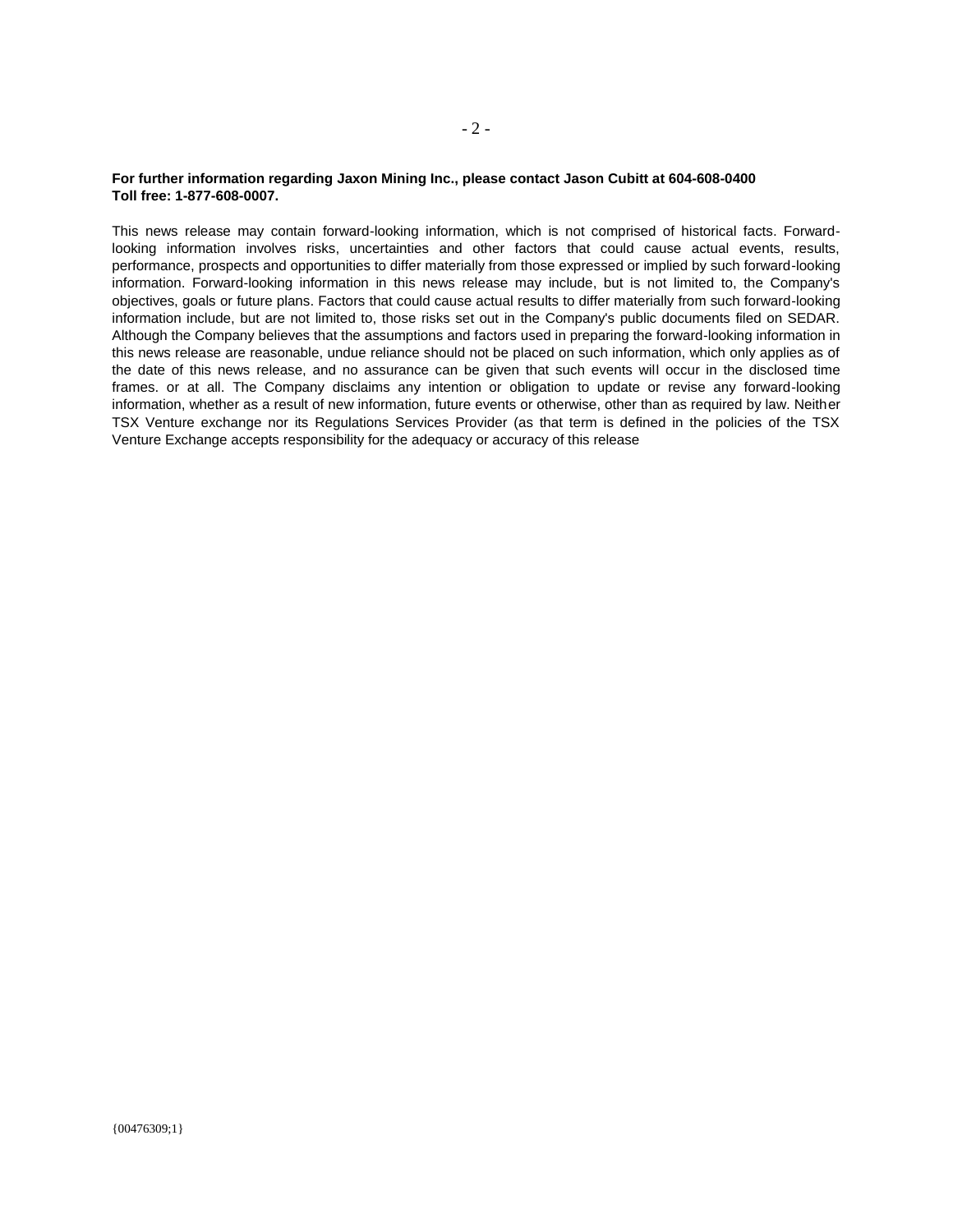**For further information regarding Jaxon Mining Inc., please contact Jason Cubitt at 604-608-0400**
**Toll free: 1-877-608-0007.**

This news release may contain forward-looking information, which is not comprised of historical facts. Forward-looking information involves risks, uncertainties and other factors that could cause actual events, results, performance, prospects and opportunities to differ materially from those expressed or implied by such forward-looking information. Forward-looking information in this news release may include, but is not limited to, the Company's objectives, goals or future plans. Factors that could cause actual results to differ materially from such forward-looking information include, but are not limited to, those risks set out in the Company's public documents filed on SEDAR. Although the Company believes that the assumptions and factors used in preparing the forward-looking information in this news release are reasonable, undue reliance should not be placed on such information, which only applies as of the date of this news release, and no assurance can be given that such events will occur in the disclosed time frames. or at all. The Company disclaims any intention or obligation to update or revise any forward-looking information, whether as a result of new information, future events or otherwise, other than as required by law. Neither TSX Venture exchange nor its Regulations Services Provider (as that term is defined in the policies of the TSX Venture Exchange accepts responsibility for the adequacy or accuracy of this release

{00476309;1}